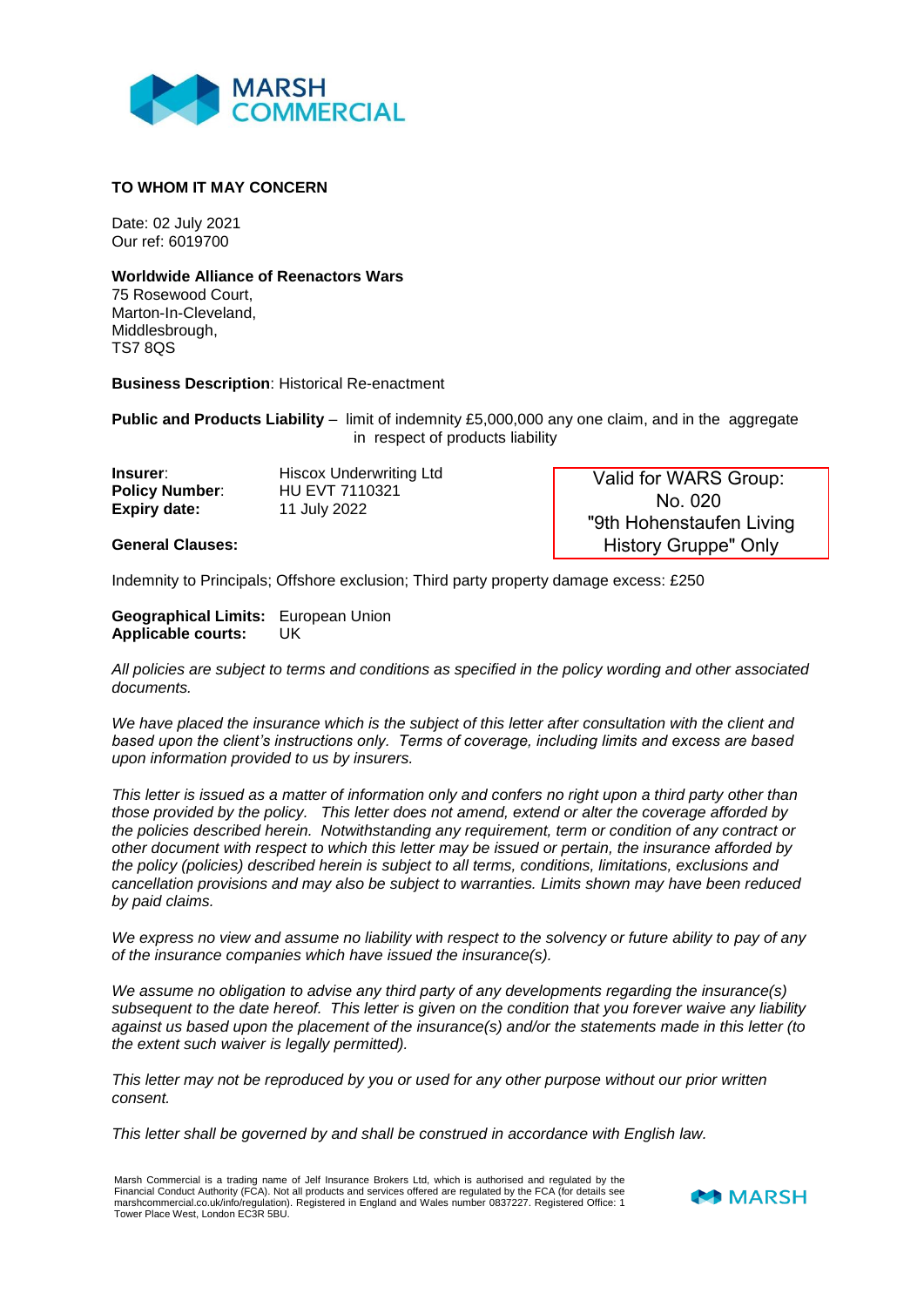**TO WHOM IT MAY CONCERN**

Date: 02 July 2021
Our ref: 6019700

**Worldwide Alliance of Reenactors Wars**
75 Rosewood Court,
Marton-In-Cleveland,
Middlesbrough,
TS7 8QS

**Business Description**: Historical Re-enactment

**Public and Products Liability** – limit of indemnity £5,000,000 any one claim, and in the aggregate in respect of products liability

**Insurer**: Hiscox Underwriting Ltd
**Policy Number**: HU EVT 7110321
**Expiry date:** 11 July 2022

Valid for WARS Group: No. 020 "9th Hohenstaufen Living History Gruppe" Only

**General Clauses:**

Indemnity to Principals; Offshore exclusion; Third party property damage excess: £250

**Geographical Limits:** European Union
**Applicable courts:** UK

*All policies are subject to terms and conditions as specified in the policy wording and other associated documents.*

*We have placed the insurance which is the subject of this letter after consultation with the client and based upon the client's instructions only. Terms of coverage, including limits and excess are based upon information provided to us by insurers.*

*This letter is issued as a matter of information only and confers no right upon a third party other than those provided by the policy. This letter does not amend, extend or alter the coverage afforded by the policies described herein. Notwithstanding any requirement, term or condition of any contract or other document with respect to which this letter may be issued or pertain, the insurance afforded by the policy (policies) described herein is subject to all terms, conditions, limitations, exclusions and cancellation provisions and may also be subject to warranties. Limits shown may have been reduced by paid claims.*

*We express no view and assume no liability with respect to the solvency or future ability to pay of any of the insurance companies which have issued the insurance(s).*

*We assume no obligation to advise any third party of any developments regarding the insurance(s) subsequent to the date hereof. This letter is given on the condition that you forever waive any liability against us based upon the placement of the insurance(s) and/or the statements made in this letter (to the extent such waiver is legally permitted).*

*This letter may not be reproduced by you or used for any other purpose without our prior written consent.*

*This letter shall be governed by and shall be construed in accordance with English law.*

Marsh Commercial is a trading name of Jelf Insurance Brokers Ltd, which is authorised and regulated by the Financial Conduct Authority (FCA). Not all products and services offered are regulated by the FCA (for details see marshcommercial.co.uk/info/regulation). Registered in England and Wales number 0837227. Registered Office: 1 Tower Place West, London EC3R 5BU.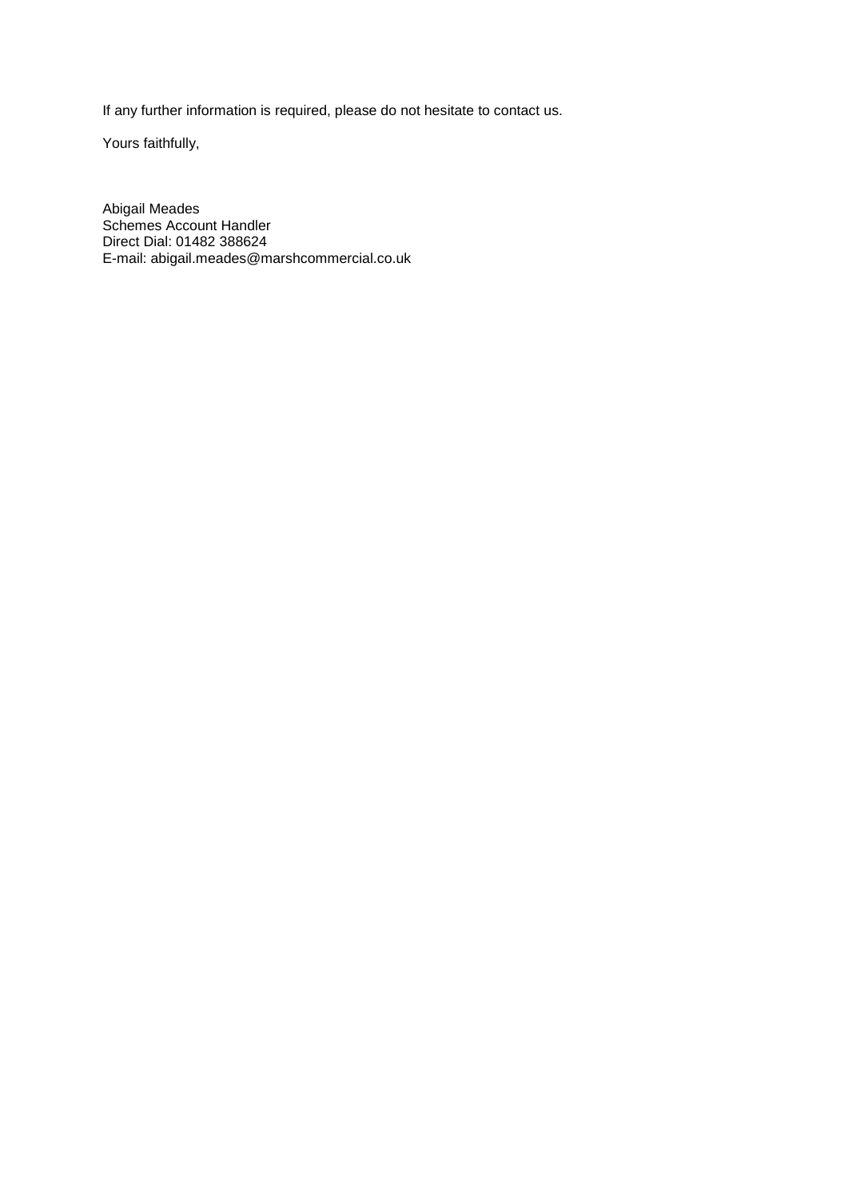If any further information is required, please do not hesitate to contact us.

Yours faithfully,

Abigail Meades  
Schemes Account Handler  
Direct Dial: 01482 388624  
E-mail: abigail.meades@marshcommercial.co.uk